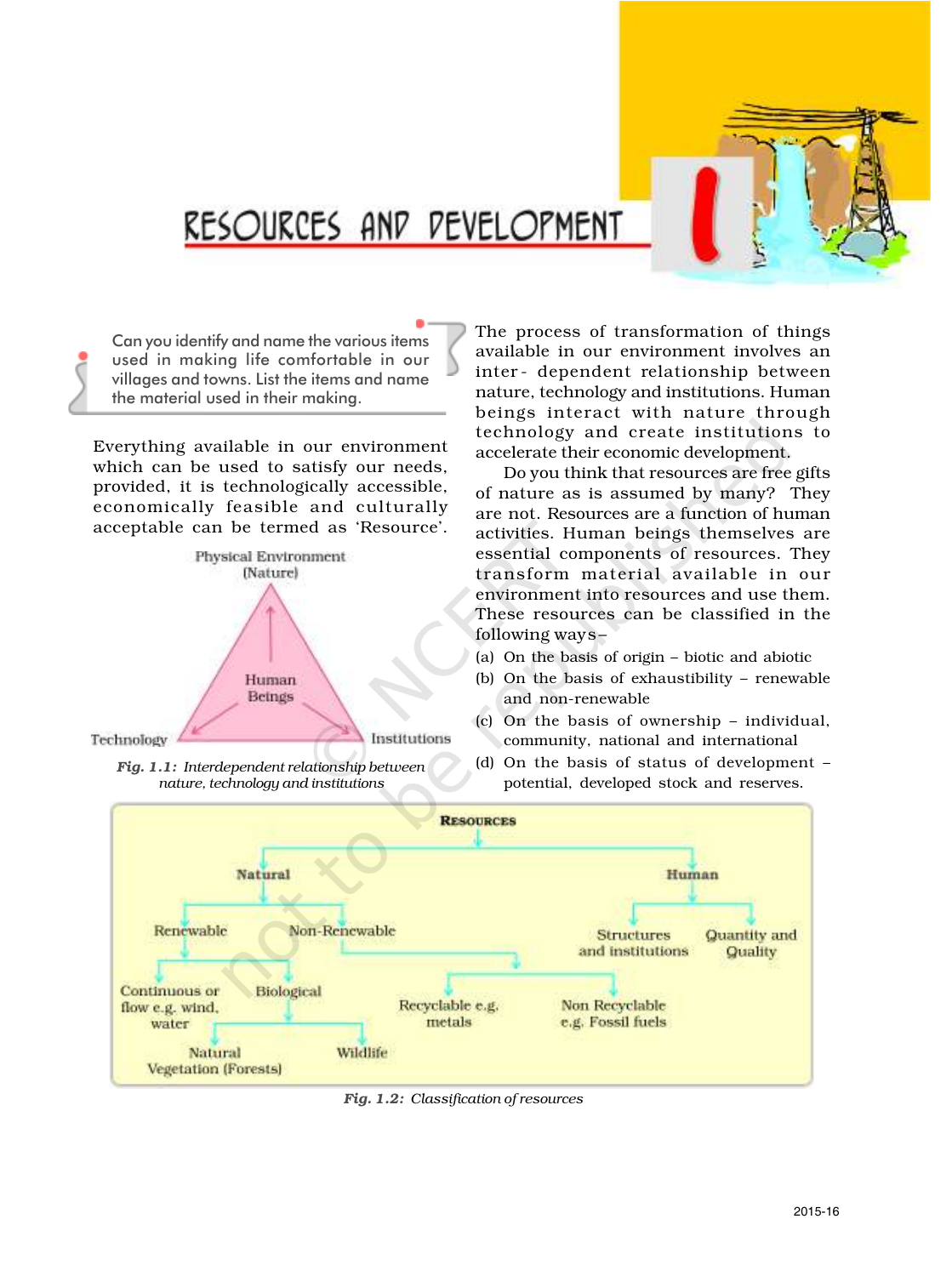# RESOURCES AND DEVELOPMENT

> Can you identify and name the various items used in making life comfortable in our villages and towns. List the items and name the material used in their making.

Everything available in our environment which can be used to satisfy our needs, provided, it is technologically accessible, economically feasible and culturally acceptable can be termed as 'Resource'.

Physical Environment (Nature)

Human Beings

Technology — Institutions

*Fig. 1.1: Interdependent relationship between nature, technology and institutions*

The process of transformation of things available in our environment involves an inter- dependent relationship between nature, technology and institutions. Human beings interact with nature through technology and create institutions to accelerate their economic development.

Do you think that resources are free gifts of nature as is assumed by many? They are not. Resources are a function of human activities. Human beings themselves are essential components of resources. They transform material available in our environment into resources and use them. These resources can be classified in the following ways–

(a) On the basis of origin – biotic and abiotic

(b) On the basis of exhaustibility – renewable and non-renewable

(c) On the basis of ownership – individual, community, national and international

(d) On the basis of status of development – potential, developed stock and reserves.

**Resources**

- Natural
  - Renewable
    - Continuous or flow e.g. wind, water
    - Biological
      - Natural Vegetation (Forests)
      - Wildlife
  - Non-Renewable
    - Recyclable e.g. metals
    - Non Recyclable e.g. Fossil fuels
- Human
  - Structures and institutions
  - Quantity and Quality

*Fig. 1.2: Classification of resources*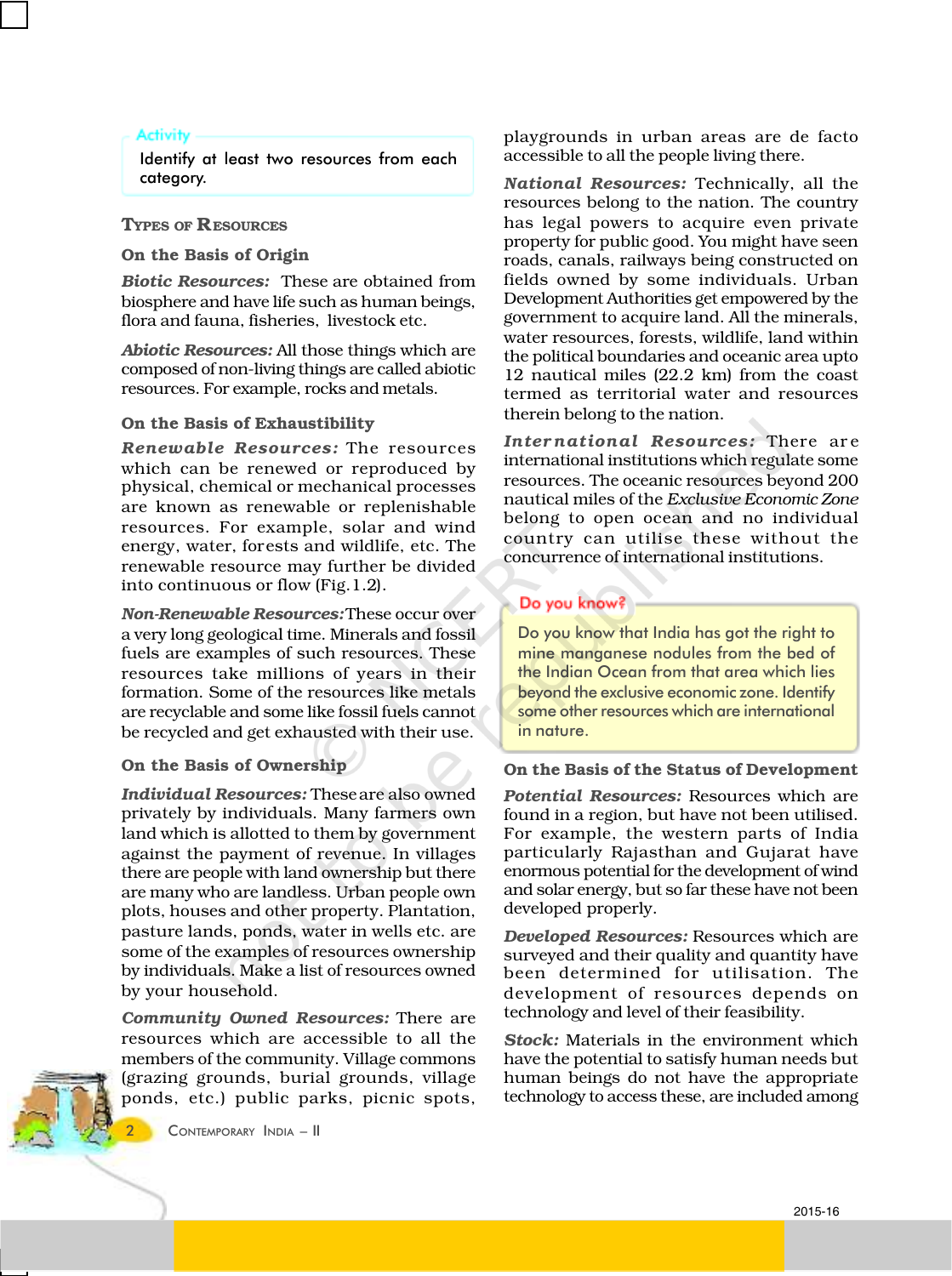> **Activity**
>
> Identify at least two resources from each category.

## Types of Resources

### On the Basis of Origin

***Biotic Resources:*** These are obtained from biosphere and have life such as human beings, flora and fauna, fisheries, livestock etc.

***Abiotic Resources:*** All those things which are composed of non-living things are called abiotic resources. For example, rocks and metals.

### On the Basis of Exhaustibility

***Renewable Resources:*** The resources which can be renewed or reproduced by physical, chemical or mechanical processes are known as renewable or replenishable resources. For example, solar and wind energy, water, forests and wildlife, etc. The renewable resource may further be divided into continuous or flow (Fig.1.2).

***Non-Renewable Resources:*** These occur over a very long geological time. Minerals and fossil fuels are examples of such resources. These resources take millions of years in their formation. Some of the resources like metals are recyclable and some like fossil fuels cannot be recycled and get exhausted with their use.

### On the Basis of Ownership

***Individual Resources:*** These are also owned privately by individuals. Many farmers own land which is allotted to them by government against the payment of revenue. In villages there are people with land ownership but there are many who are landless. Urban people own plots, houses and other property. Plantation, pasture lands, ponds, water in wells etc. are some of the examples of resources ownership by individuals. Make a list of resources owned by your household.

***Community Owned Resources:*** There are resources which are accessible to all the members of the community. Village commons (grazing grounds, burial grounds, village ponds, etc.) public parks, picnic spots, playgrounds in urban areas are de facto accessible to all the people living there.

***National Resources:*** Technically, all the resources belong to the nation. The country has legal powers to acquire even private property for public good. You might have seen roads, canals, railways being constructed on fields owned by some individuals. Urban Development Authorities get empowered by the government to acquire land. All the minerals, water resources, forests, wildlife, land within the political boundaries and oceanic area upto 12 nautical miles (22.2 km) from the coast termed as territorial water and resources therein belong to the nation.

***International Resources:*** There are international institutions which regulate some resources. The oceanic resources beyond 200 nautical miles of the *Exclusive Economic Zone* belong to open ocean and no individual country can utilise these without the concurrence of international institutions.

> **Do you know?**
>
> Do you know that India has got the right to mine manganese nodules from the bed of the Indian Ocean from that area which lies beyond the exclusive economic zone. Identify some other resources which are international in nature.

### On the Basis of the Status of Development

***Potential Resources:*** Resources which are found in a region, but have not been utilised. For example, the western parts of India particularly Rajasthan and Gujarat have enormous potential for the development of wind and solar energy, but so far these have not been developed properly.

***Developed Resources:*** Resources which are surveyed and their quality and quantity have been determined for utilisation. The development of resources depends on technology and level of their feasibility.

***Stock:*** Materials in the environment which have the potential to satisfy human needs but human beings do not have the appropriate technology to access these, are included among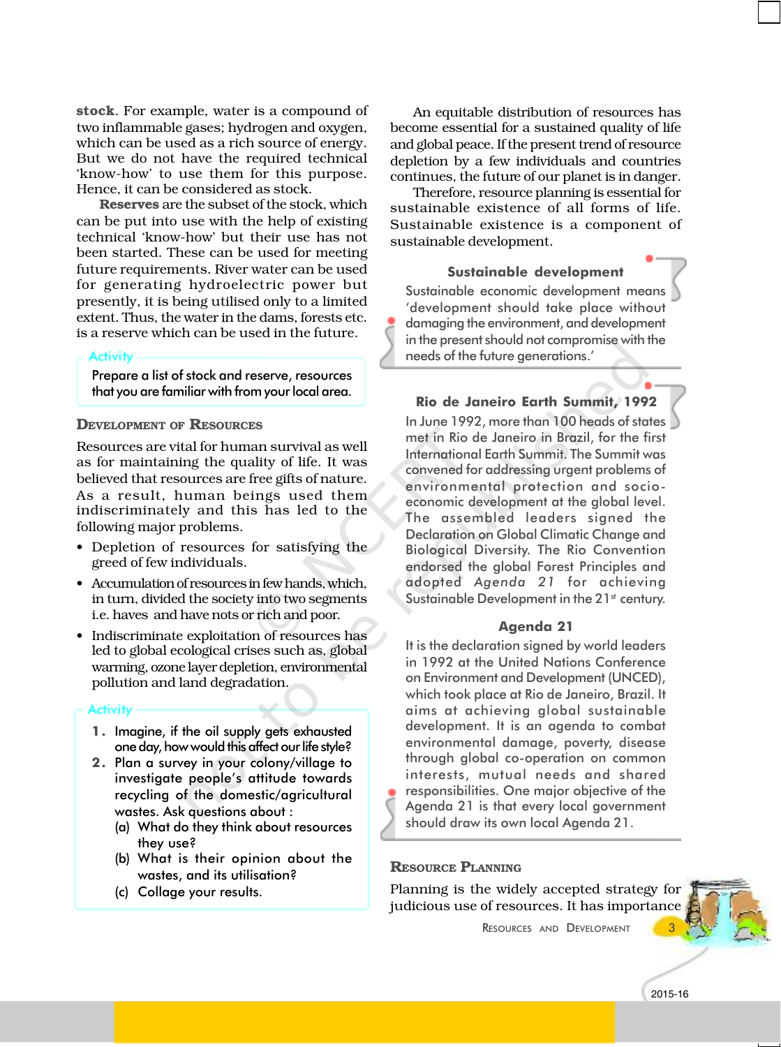**stock**. For example, water is a compound of two inflammable gases; hydrogen and oxygen, which can be used as a rich source of energy. But we do not have the required technical 'know-how' to use them for this purpose. Hence, it can be considered as stock.

**Reserves** are the subset of the stock, which can be put into use with the help of existing technical 'know-how' but their use has not been started. These can be used for meeting future requirements. River water can be used for generating hydroelectric power but presently, it is being utilised only to a limited extent. Thus, the water in the dams, forests etc. is a reserve which can be used in the future.

**Activity**

Prepare a list of stock and reserve, resources that you are familiar with from your local area.

## Development of Resources

Resources are vital for human survival as well as for maintaining the quality of life. It was believed that resources are free gifts of nature. As a result, human beings used them indiscriminately and this has led to the following major problems.

- Depletion of resources for satisfying the greed of few individuals.
- Accumulation of resources in few hands, which, in turn, divided the society into two segments i.e. haves and have nots or rich and poor.
- Indiscriminate exploitation of resources has led to global ecological crises such as, global warming, ozone layer depletion, environmental pollution and land degradation.

**Activity**

1. Imagine, if the oil supply gets exhausted one day, how would this affect our life style?
2. Plan a survey in your colony/village to investigate people's attitude towards recycling of the domestic/agricultural wastes. Ask questions about :
   (a) What do they think about resources they use?
   (b) What is their opinion about the wastes, and its utilisation?
   (c) Collage your results.

An equitable distribution of resources has become essential for a sustained quality of life and global peace. If the present trend of resource depletion by a few individuals and countries continues, the future of our planet is in danger.

Therefore, resource planning is essential for sustainable existence of all forms of life. Sustainable existence is a component of sustainable development.

**Sustainable development**

Sustainable economic development means 'development should take place without damaging the environment, and development in the present should not compromise with the needs of the future generations.'

**Rio de Janeiro Earth Summit, 1992**

In June 1992, more than 100 heads of states met in Rio de Janeiro in Brazil, for the first International Earth Summit. The Summit was convened for addressing urgent problems of environmental protection and socio-economic development at the global level. The assembled leaders signed the Declaration on Global Climatic Change and Biological Diversity. The Rio Convention endorsed the global Forest Principles and adopted *Agenda 21* for achieving Sustainable Development in the 21st century.

**Agenda 21**

It is the declaration signed by world leaders in 1992 at the United Nations Conference on Environment and Development (UNCED), which took place at Rio de Janeiro, Brazil. It aims at achieving global sustainable development. It is an agenda to combat environmental damage, poverty, disease through global co-operation on common interests, mutual needs and shared responsibilities. One major objective of the Agenda 21 is that every local government should draw its own local Agenda 21.

## Resource Planning

Planning is the widely accepted strategy for judicious use of resources. It has importance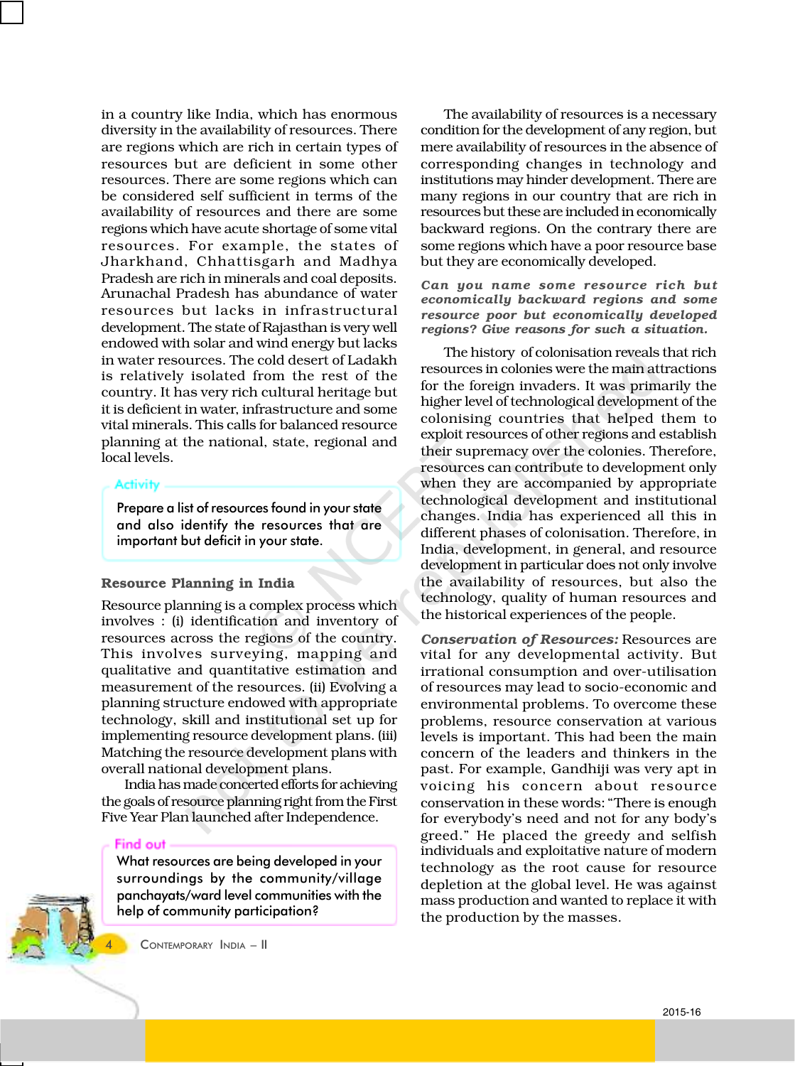in a country like India, which has enormous diversity in the availability of resources. There are regions which are rich in certain types of resources but are deficient in some other resources. There are some regions which can be considered self sufficient in terms of the availability of resources and there are some regions which have acute shortage of some vital resources. For example, the states of Jharkhand, Chhattisgarh and Madhya Pradesh are rich in minerals and coal deposits. Arunachal Pradesh has abundance of water resources but lacks in infrastructural development. The state of Rajasthan is very well endowed with solar and wind energy but lacks in water resources. The cold desert of Ladakh is relatively isolated from the rest of the country. It has very rich cultural heritage but it is deficient in water, infrastructure and some vital minerals. This calls for balanced resource planning at the national, state, regional and local levels.

**Activity**

Prepare a list of resources found in your state and also identify the resources that are important but deficit in your state.

### Resource Planning in India

Resource planning is a complex process which involves : (i) identification and inventory of resources across the regions of the country. This involves surveying, mapping and qualitative and quantitative estimation and measurement of the resources. (ii) Evolving a planning structure endowed with appropriate technology, skill and institutional set up for implementing resource development plans. (iii) Matching the resource development plans with overall national development plans.

India has made concerted efforts for achieving the goals of resource planning right from the First Five Year Plan launched after Independence.

**Find out**

What resources are being developed in your surroundings by the community/village panchayats/ward level communities with the help of community participation?

The availability of resources is a necessary condition for the development of any region, but mere availability of resources in the absence of corresponding changes in technology and institutions may hinder development. There are many regions in our country that are rich in resources but these are included in economically backward regions. On the contrary there are some regions which have a poor resource base but they are economically developed.

***Can you name some resource rich but economically backward regions and some resource poor but economically developed regions? Give reasons for such a situation.***

The history of colonisation reveals that rich resources in colonies were the main attractions for the foreign invaders. It was primarily the higher level of technological development of the colonising countries that helped them to exploit resources of other regions and establish their supremacy over the colonies. Therefore, resources can contribute to development only when they are accompanied by appropriate technological development and institutional changes. India has experienced all this in different phases of colonisation. Therefore, in India, development, in general, and resource development in particular does not only involve the availability of resources, but also the technology, quality of human resources and the historical experiences of the people.

***Conservation of Resources:*** Resources are vital for any developmental activity. But irrational consumption and over-utilisation of resources may lead to socio-economic and environmental problems. To overcome these problems, resource conservation at various levels is important. This had been the main concern of the leaders and thinkers in the past. For example, Gandhiji was very apt in voicing his concern about resource conservation in these words: "There is enough for everybody's need and not for any body's greed." He placed the greedy and selfish individuals and exploitative nature of modern technology as the root cause for resource depletion at the global level. He was against mass production and wanted to replace it with the production by the masses.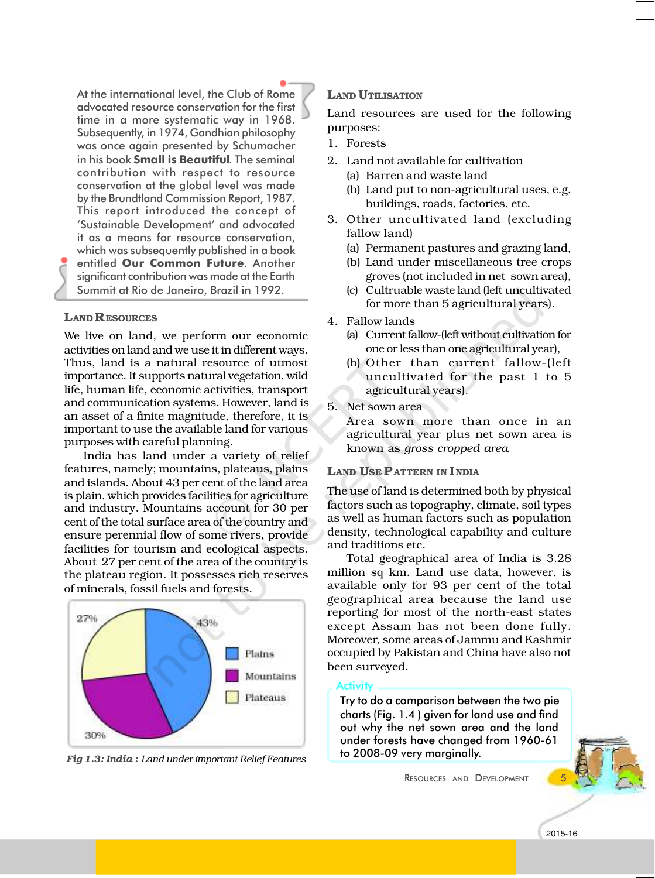At the international level, the Club of Rome advocated resource conservation for the first time in a more systematic way in 1968. Subsequently, in 1974, Gandhian philosophy was once again presented by Schumacher in his book **Small is Beautiful**. The seminal contribution with respect to resource conservation at the global level was made by the Brundtland Commission Report, 1987. This report introduced the concept of 'Sustainable Development' and advocated it as a means for resource conservation, which was subsequently published in a book entitled **Our Common Future**. Another significant contribution was made at the Earth Summit at Rio de Janeiro, Brazil in 1992.

## LAND RESOURCES

We live on land, we perform our economic activities on land and we use it in different ways. Thus, land is a natural resource of utmost importance. It supports natural vegetation, wild life, human life, economic activities, transport and communication systems. However, land is an asset of a finite magnitude, therefore, it is important to use the available land for various purposes with careful planning.

India has land under a variety of relief features, namely; mountains, plateaus, plains and islands. About 43 per cent of the land area is plain, which provides facilities for agriculture and industry. Mountains account for 30 per cent of the total surface area of the country and ensure perennial flow of some rivers, provide facilities for tourism and ecological aspects. About 27 per cent of the area of the country is the plateau region. It possesses rich reserves of minerals, fossil fuels and forests.

| Relief Feature | Share |
|---|---|
| Plains | 43% |
| Mountains | 30% |
| Plateaus | 27% |

*Fig 1.3: India : Land under important Relief Features*

## LAND UTILISATION

Land resources are used for the following purposes:

1. Forests
2. Land not available for cultivation
   - (a) Barren and waste land
   - (b) Land put to non-agricultural uses, e.g. buildings, roads, factories, etc.
3. Other uncultivated land (excluding fallow land)
   - (a) Permanent pastures and grazing land,
   - (b) Land under miscellaneous tree crops groves (not included in net sown area),
   - (c) Cultruable waste land (left uncultivated for more than 5 agricultural years).
4. Fallow lands
   - (a) Current fallow-(left without cultivation for one or less than one agricultural year),
   - (b) Other than current fallow-(left uncultivated for the past 1 to 5 agricultural years).
5. Net sown area

   Area sown more than once in an agricultural year plus net sown area is known as *gross cropped area*.

## LAND USE PATTERN IN INDIA

The use of land is determined both by physical factors such as topography, climate, soil types as well as human factors such as population density, technological capability and culture and traditions etc.

Total geographical area of India is 3.28 million sq km. Land use data, however, is available only for 93 per cent of the total geographical area because the land use reporting for most of the north-east states except Assam has not been done fully. Moreover, some areas of Jammu and Kashmir occupied by Pakistan and China have also not been surveyed.

**Activity**

Try to do a comparison between the two pie charts (Fig. 1.4 ) given for land use and find out why the net sown area and the land under forests have changed from 1960-61 to 2008-09 very marginally.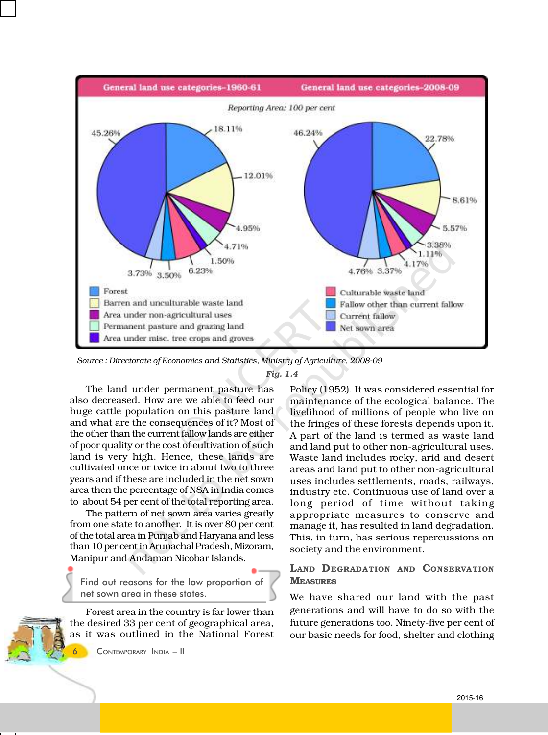**General land use categories-1960-61** | **General land use categories-2008-09**

*Reporting Area: 100 per cent*

| Category | 1960-61 | 2008-09 |
|---|---|---|
| Forest | 18.11% | 22.78% |
| Barren and unculturable waste land | 12.01% | 8.61% |
| Area under non-agricultural uses | 4.95% | 5.57% |
| Permanent pasture and grazing land | 4.71% | 3.38% |
| Area under misc. tree crops and groves | 1.50% | 1.11% |
| Culturable waste land | 6.23% | 4.17% |
| Fallow other than current fallow | 3.50% | 3.37% |
| Current fallow | 3.73% | 4.76% |
| Net sown area | 45.26% | 46.24% |

*Source : Directorate of Economics and Statistics, Ministry of Agriculture, 2008-09*

***Fig. 1.4***

The land under permanent pasture has also decreased. How are we able to feed our huge cattle population on this pasture land and what are the consequences of it? Most of the other than the current fallow lands are either of poor quality or the cost of cultivation of such land is very high. Hence, these lands are cultivated once or twice in about two to three years and if these are included in the net sown area then the percentage of NSA in India comes to about 54 per cent of the total reporting area.

The pattern of net sown area varies greatly from one state to another. It is over 80 per cent of the total area in Punjab and Haryana and less than 10 per cent in Arunachal Pradesh, Mizoram, Manipur and Andaman Nicobar Islands.

> Find out reasons for the low proportion of net sown area in these states.

Forest area in the country is far lower than the desired 33 per cent of geographical area, as it was outlined in the National Forest Policy (1952). It was considered essential for maintenance of the ecological balance. The livelihood of millions of people who live on the fringes of these forests depends upon it. A part of the land is termed as waste land and land put to other non-agricultural uses. Waste land includes rocky, arid and desert areas and land put to other non-agricultural uses includes settlements, roads, railways, industry etc. Continuous use of land over a long period of time without taking appropriate measures to conserve and manage it, has resulted in land degradation. This, in turn, has serious repercussions on society and the environment.

## Land Degradation and Conservation Measures

We have shared our land with the past generations and will have to do so with the future generations too. Ninety-five per cent of our basic needs for food, shelter and clothing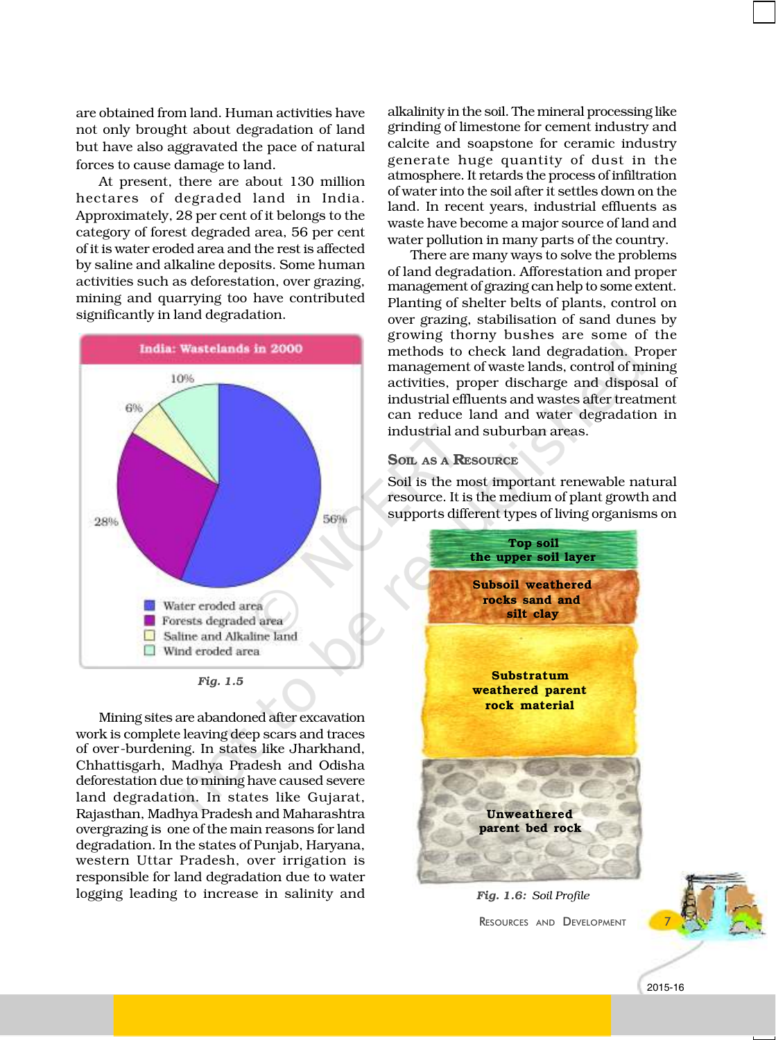are obtained from land. Human activities have not only brought about degradation of land but have also aggravated the pace of natural forces to cause damage to land.

At present, there are about 130 million hectares of degraded land in India. Approximately, 28 per cent of it belongs to the category of forest degraded area, 56 per cent of it is water eroded area and the rest is affected by saline and alkaline deposits. Some human activities such as deforestation, over grazing, mining and quarrying too have contributed significantly in land degradation.

**India: Wastelands in 2000**

| Category | Share |
|---|---|
| Water eroded area | 56% |
| Forests degraded area | 28% |
| Saline and Alkaline land | 6% |
| Wind eroded area | 10% |

*Fig. 1.5*

Mining sites are abandoned after excavation work is complete leaving deep scars and traces of over-burdening. In states like Jharkhand, Chhattisgarh, Madhya Pradesh and Odisha deforestation due to mining have caused severe land degradation. In states like Gujarat, Rajasthan, Madhya Pradesh and Maharashtra overgrazing is one of the main reasons for land degradation. In the states of Punjab, Haryana, western Uttar Pradesh, over irrigation is responsible for land degradation due to water logging leading to increase in salinity and alkalinity in the soil. The mineral processing like grinding of limestone for cement industry and calcite and soapstone for ceramic industry generate huge quantity of dust in the atmosphere. It retards the process of infiltration of water into the soil after it settles down on the land. In recent years, industrial effluents as waste have become a major source of land and water pollution in many parts of the country.

There are many ways to solve the problems of land degradation. Afforestation and proper management of grazing can help to some extent. Planting of shelter belts of plants, control on over grazing, stabilisation of sand dunes by growing thorny bushes are some of the methods to check land degradation. Proper management of waste lands, control of mining activities, proper discharge and disposal of industrial effluents and wastes after treatment can reduce land and water degradation in industrial and suburban areas.

## Soil as a Resource

Soil is the most important renewable natural resource. It is the medium of plant growth and supports different types of living organisms on

- Top soil the upper soil layer
- Subsoil weathered rocks sand and silt clay
- Substratum weathered parent rock material
- Unweathered parent bed rock

*Fig. 1.6: Soil Profile*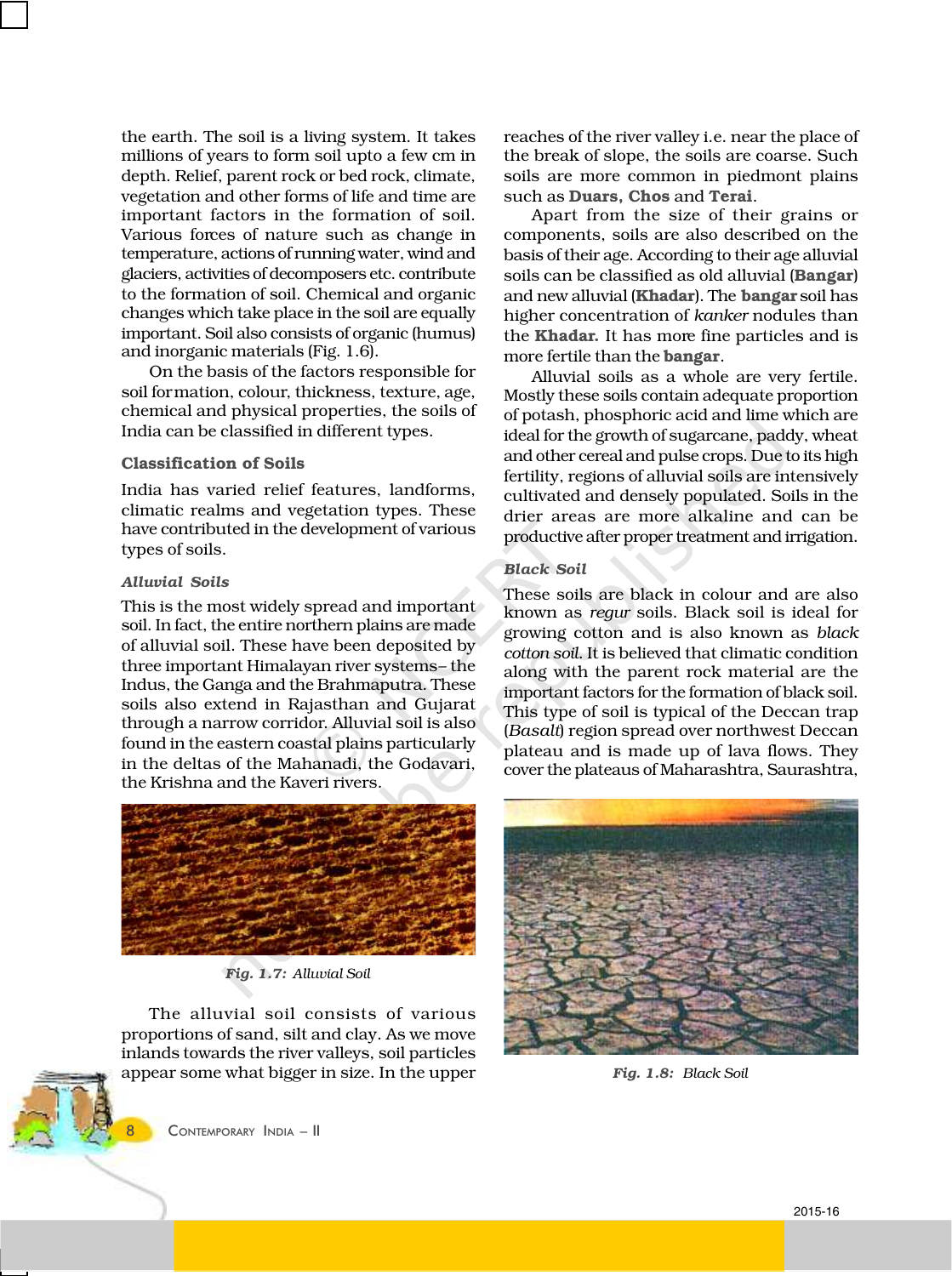the earth. The soil is a living system. It takes millions of years to form soil upto a few cm in depth. Relief, parent rock or bed rock, climate, vegetation and other forms of life and time are important factors in the formation of soil. Various forces of nature such as change in temperature, actions of running water, wind and glaciers, activities of decomposers etc. contribute to the formation of soil. Chemical and organic changes which take place in the soil are equally important. Soil also consists of organic (humus) and inorganic materials (Fig. 1.6).

On the basis of the factors responsible for soil formation, colour, thickness, texture, age, chemical and physical properties, the soils of India can be classified in different types.

### Classification of Soils

India has varied relief features, landforms, climatic realms and vegetation types. These have contributed in the development of various types of soils.

#### *Alluvial Soils*

This is the most widely spread and important soil. In fact, the entire northern plains are made of alluvial soil. These have been deposited by three important Himalayan river systems– the Indus, the Ganga and the Brahmaputra. These soils also extend in Rajasthan and Gujarat through a narrow corridor. Alluvial soil is also found in the eastern coastal plains particularly in the deltas of the Mahanadi, the Godavari, the Krishna and the Kaveri rivers.

*Fig. 1.7: Alluvial Soil*

The alluvial soil consists of various proportions of sand, silt and clay. As we move inlands towards the river valleys, soil particles appear some what bigger in size. In the upper reaches of the river valley i.e. near the place of the break of slope, the soils are coarse. Such soils are more common in piedmont plains such as **Duars, Chos** and **Terai**.

Apart from the size of their grains or components, soils are also described on the basis of their age. According to their age alluvial soils can be classified as old alluvial (**Bangar**) and new alluvial (**Khadar**). The **bangar** soil has higher concentration of *kanker* nodules than the **Khadar.** It has more fine particles and is more fertile than the **bangar**.

Alluvial soils as a whole are very fertile. Mostly these soils contain adequate proportion of potash, phosphoric acid and lime which are ideal for the growth of sugarcane, paddy, wheat and other cereal and pulse crops. Due to its high fertility, regions of alluvial soils are intensively cultivated and densely populated. Soils in the drier areas are more alkaline and can be productive after proper treatment and irrigation.

#### *Black Soil*

These soils are black in colour and are also known as *regur* soils. Black soil is ideal for growing cotton and is also known as *black cotton soil*. It is believed that climatic condition along with the parent rock material are the important factors for the formation of black soil. This type of soil is typical of the Deccan trap (*Basalt*) region spread over northwest Deccan plateau and is made up of lava flows. They cover the plateaus of Maharashtra, Saurashtra,

*Fig. 1.8: Black Soil*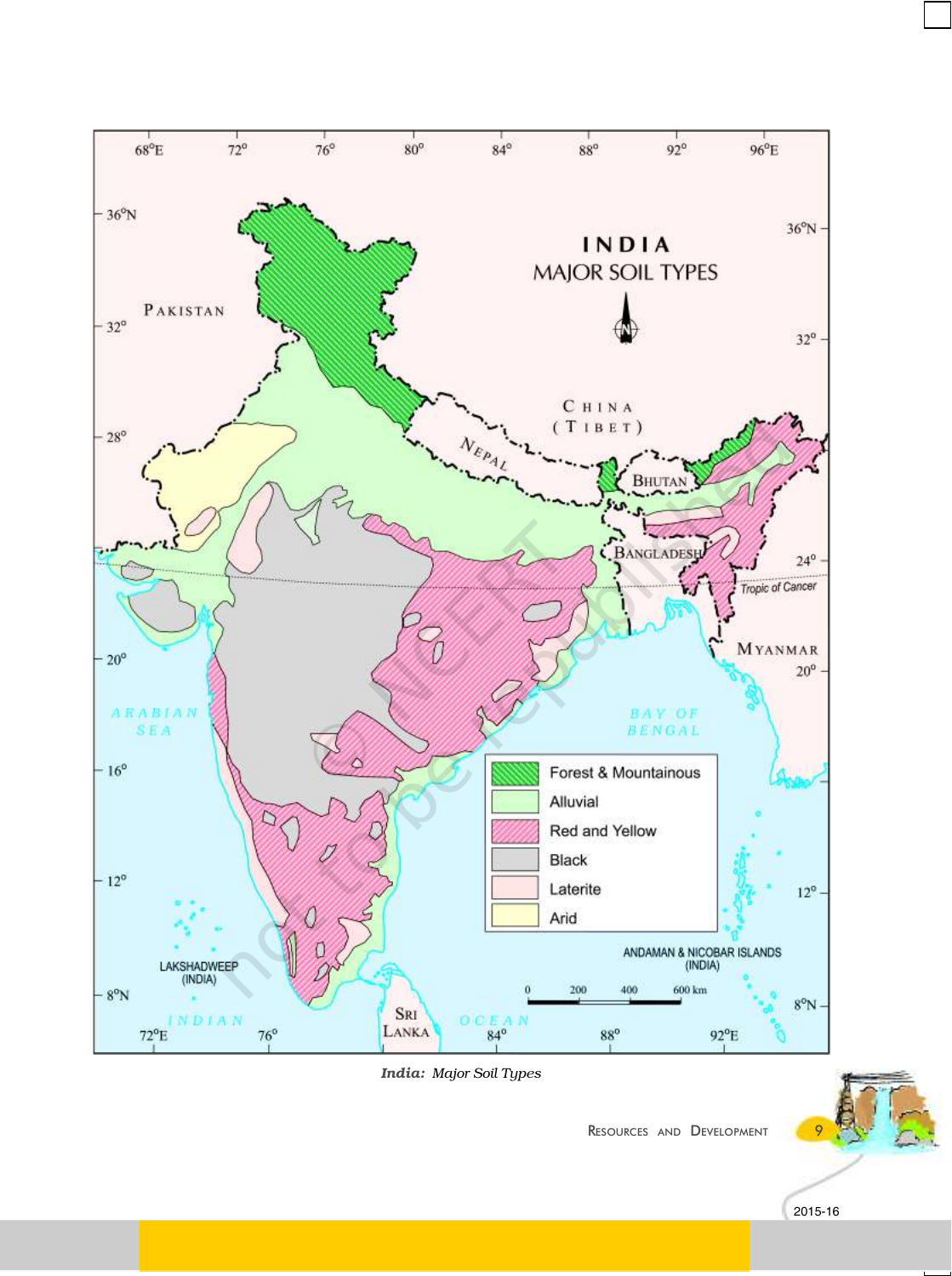*India: Major Soil Types*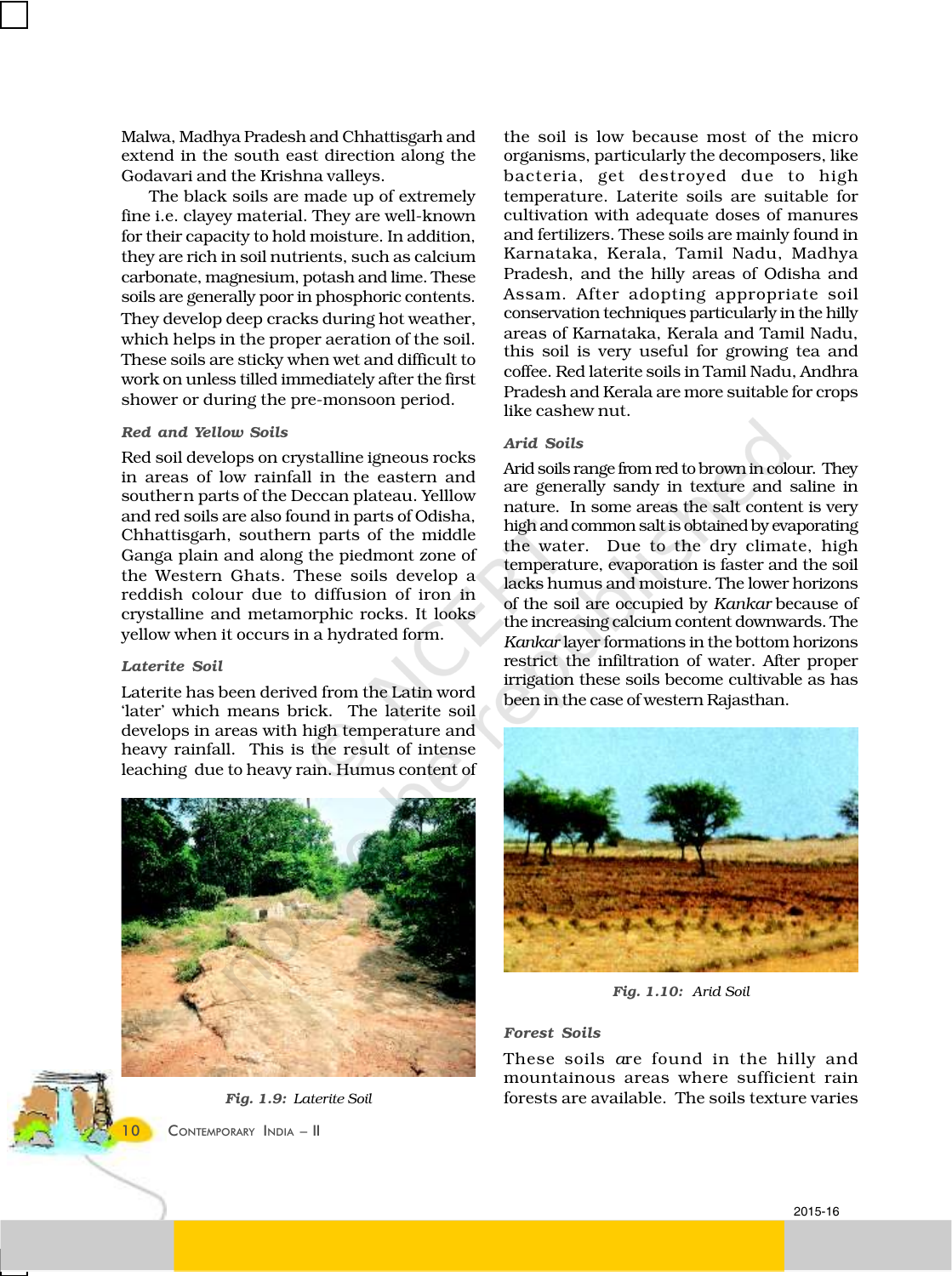Malwa, Madhya Pradesh and Chhattisgarh and extend in the south east direction along the Godavari and the Krishna valleys.

The black soils are made up of extremely fine i.e. clayey material. They are well-known for their capacity to hold moisture. In addition, they are rich in soil nutrients, such as calcium carbonate, magnesium, potash and lime. These soils are generally poor in phosphoric contents. They develop deep cracks during hot weather, which helps in the proper aeration of the soil. These soils are sticky when wet and difficult to work on unless tilled immediately after the first shower or during the pre-monsoon period.

### *Red and Yellow Soils*

Red soil develops on crystalline igneous rocks in areas of low rainfall in the eastern and southern parts of the Deccan plateau. Yelllow and red soils are also found in parts of Odisha, Chhattisgarh, southern parts of the middle Ganga plain and along the piedmont zone of the Western Ghats. These soils develop a reddish colour due to diffusion of iron in crystalline and metamorphic rocks. It looks yellow when it occurs in a hydrated form.

### *Laterite Soil*

Laterite has been derived from the Latin word 'later' which means brick. The laterite soil develops in areas with high temperature and heavy rainfall. This is the result of intense leaching due to heavy rain. Humus content of the soil is low because most of the micro organisms, particularly the decomposers, like bacteria, get destroyed due to high temperature. Laterite soils are suitable for cultivation with adequate doses of manures and fertilizers. These soils are mainly found in Karnataka, Kerala, Tamil Nadu, Madhya Pradesh, and the hilly areas of Odisha and Assam. After adopting appropriate soil conservation techniques particularly in the hilly areas of Karnataka, Kerala and Tamil Nadu, this soil is very useful for growing tea and coffee. Red laterite soils in Tamil Nadu, Andhra Pradesh and Kerala are more suitable for crops like cashew nut.

*Fig. 1.9: Laterite Soil*

### *Arid Soils*

Arid soils range from red to brown in colour. They are generally sandy in texture and saline in nature. In some areas the salt content is very high and common salt is obtained by evaporating the water. Due to the dry climate, high temperature, evaporation is faster and the soil lacks humus and moisture. The lower horizons of the soil are occupied by *Kankar* because of the increasing calcium content downwards. The *Kankar* layer formations in the bottom horizons restrict the infiltration of water. After proper irrigation these soils become cultivable as has been in the case of western Rajasthan.

*Fig. 1.10: Arid Soil*

### *Forest Soils*

These soils are found in the hilly and mountainous areas where sufficient rain forests are available. The soils texture varies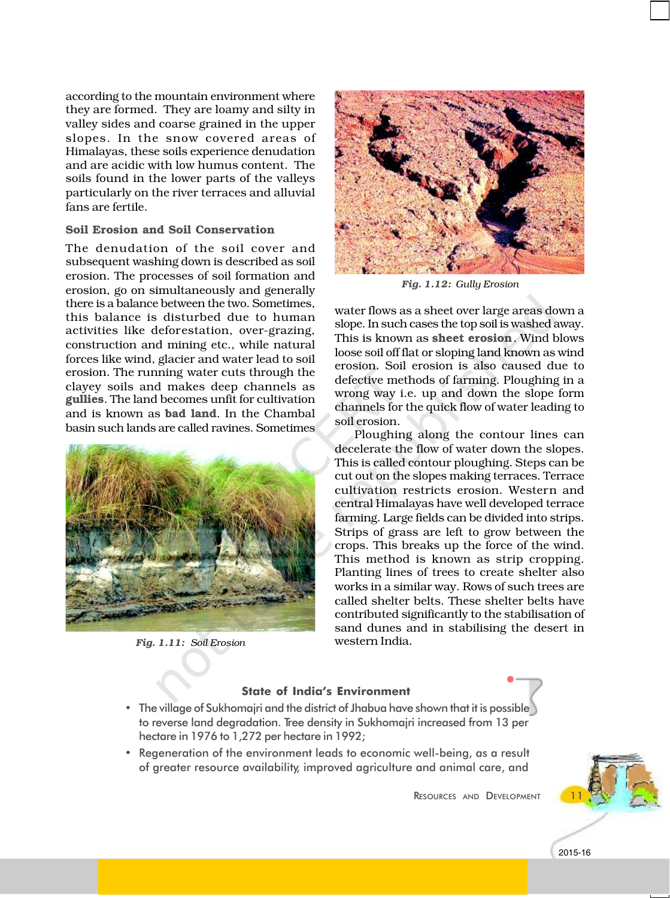according to the mountain environment where they are formed. They are loamy and silty in valley sides and coarse grained in the upper slopes. In the snow covered areas of Himalayas, these soils experience denudation and are acidic with low humus content. The soils found in the lower parts of the valleys particularly on the river terraces and alluvial fans are fertile.

### Soil Erosion and Soil Conservation

The denudation of the soil cover and subsequent washing down is described as soil erosion. The processes of soil formation and erosion, go on simultaneously and generally there is a balance between the two. Sometimes, this balance is disturbed due to human activities like deforestation, over-grazing, construction and mining etc., while natural forces like wind, glacier and water lead to soil erosion. The running water cuts through the clayey soils and makes deep channels as **gullies**. The land becomes unfit for cultivation and is known as **bad land**. In the Chambal basin such lands are called ravines. Sometimes water flows as a sheet over large areas down a slope. In such cases the top soil is washed away. This is known as **sheet erosion**. Wind blows loose soil off flat or sloping land known as wind erosion. Soil erosion is also caused due to defective methods of farming. Ploughing in a wrong way i.e. up and down the slope form channels for the quick flow of water leading to soil erosion.

*Fig. 1.11: Soil Erosion*

*Fig. 1.12: Gully Erosion*

Ploughing along the contour lines can decelerate the flow of water down the slopes. This is called contour ploughing. Steps can be cut out on the slopes making terraces. Terrace cultivation restricts erosion. Western and central Himalayas have well developed terrace farming. Large fields can be divided into strips. Strips of grass are left to grow between the crops. This breaks up the force of the wind. This method is known as strip cropping. Planting lines of trees to create shelter also works in a similar way. Rows of such trees are called shelter belts. These shelter belts have contributed significantly to the stabilisation of sand dunes and in stabilising the desert in western India.

**State of India's Environment**

- The village of Sukhomajri and the district of Jhabua have shown that it is possible to reverse land degradation. Tree density in Sukhomajri increased from 13 per hectare in 1976 to 1,272 per hectare in 1992;
- Regeneration of the environment leads to economic well-being, as a result of greater resource availability, improved agriculture and animal care, and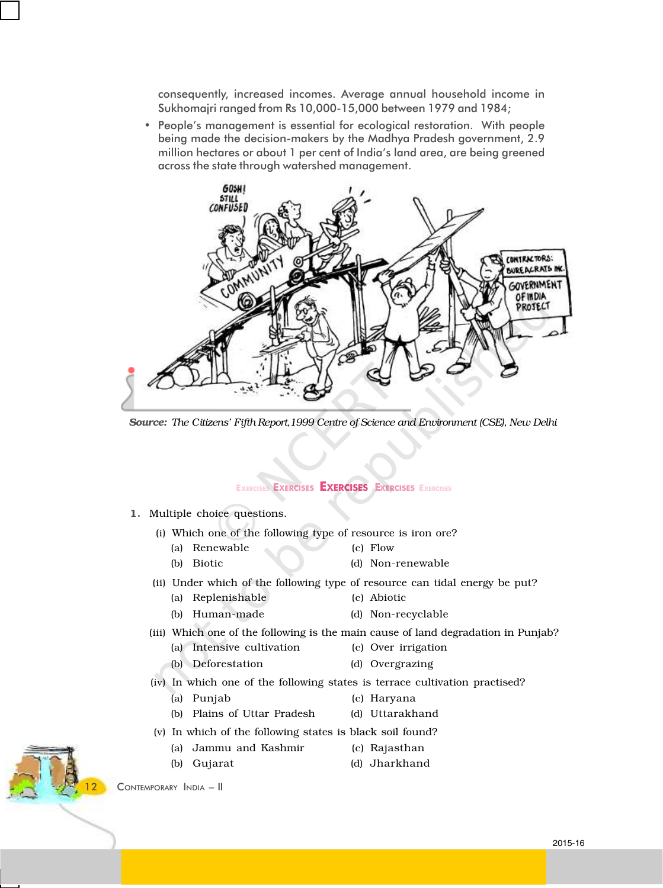consequently, increased incomes. Average annual household income in Sukhomajri ranged from Rs 10,000-15,000 between 1979 and 1984;

- People's management is essential for ecological restoration. With people being made the decision-makers by the Madhya Pradesh government, 2.9 million hectares or about 1 per cent of India's land area, are being greened across the state through watershed management.

*Source: The Citizens' Fifth Report,1999 Centre of Science and Environment (CSE), New Delhi*

## EXERCISES

1. Multiple choice questions.

   (i) Which one of the following type of resource is iron ore?
   - (a) Renewable
   - (b) Biotic
   - (c) Flow
   - (d) Non-renewable

   (ii) Under which of the following type of resource can tidal energy be put?
   - (a) Replenishable
   - (b) Human-made
   - (c) Abiotic
   - (d) Non-recyclable

   (iii) Which one of the following is the main cause of land degradation in Punjab?
   - (a) Intensive cultivation
   - (b) Deforestation
   - (c) Over irrigation
   - (d) Overgrazing

   (iv) In which one of the following states is terrace cultivation practised?
   - (a) Punjab
   - (b) Plains of Uttar Pradesh
   - (c) Haryana
   - (d) Uttarakhand

   (v) In which of the following states is black soil found?
   - (a) Jammu and Kashmir
   - (b) Gujarat
   - (c) Rajasthan
   - (d) Jharkhand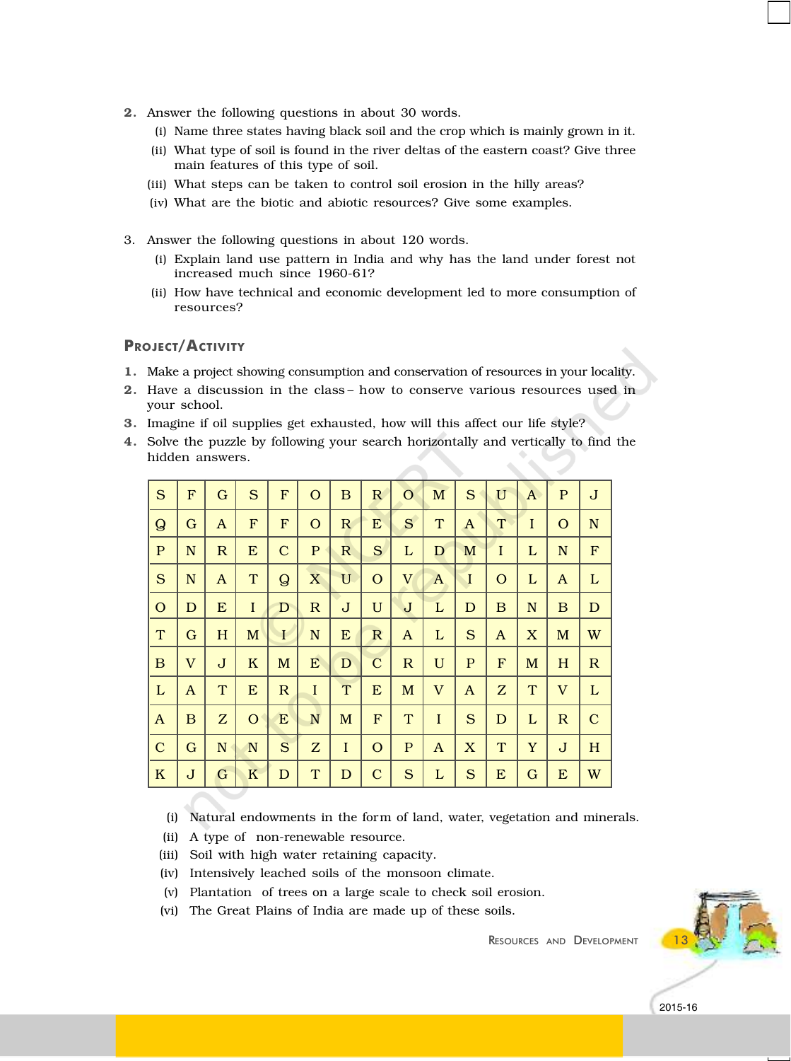2. Answer the following questions in about 30 words.
   (i) Name three states having black soil and the crop which is mainly grown in it.
   (ii) What type of soil is found in the river deltas of the eastern coast? Give three main features of this type of soil.
   (iii) What steps can be taken to control soil erosion in the hilly areas?
   (iv) What are the biotic and abiotic resources? Give some examples.

3. Answer the following questions in about 120 words.
   (i) Explain land use pattern in India and why has the land under forest not increased much since 1960-61?
   (ii) How have technical and economic development led to more consumption of resources?

## Project/Activity

1. Make a project showing consumption and conservation of resources in your locality.
2. Have a discussion in the class – how to conserve various resources used in your school.
3. Imagine if oil supplies get exhausted, how will this affect our life style?
4. Solve the puzzle by following your search horizontally and vertically to find the hidden answers.

| | | | | | | | | | | | | | | |
|---|---|---|---|---|---|---|---|---|---|---|---|---|---|---|
| S | F | G | S | F | O | B | R | O | M | S | U | A | P | J |
| Q | G | A | F | F | O | R | E | S | T | A | T | I | O | N |
| P | N | R | E | C | P | R | S | L | D | M | I | L | N | F |
| S | N | A | T | Q | X | U | O | V | A | I | O | L | A | L |
| O | D | E | I | D | R | J | U | J | L | D | B | N | B | D |
| T | G | H | M | I | N | E | R | A | L | S | A | X | M | W |
| B | V | J | K | M | E | D | C | R | U | P | F | M | H | R |
| L | A | T | E | R | I | T | E | M | V | A | Z | T | V | L |
| A | B | Z | O | E | N | M | F | T | I | S | D | L | R | C |
| C | G | N | N | S | Z | I | O | P | A | X | T | Y | J | H |
| K | J | G | K | D | T | D | C | S | L | S | E | G | E | W |

(i) Natural endowments in the form of land, water, vegetation and minerals.
(ii) A type of non-renewable resource.
(iii) Soil with high water retaining capacity.
(iv) Intensively leached soils of the monsoon climate.
(v) Plantation of trees on a large scale to check soil erosion.
(vi) The Great Plains of India are made up of these soils.